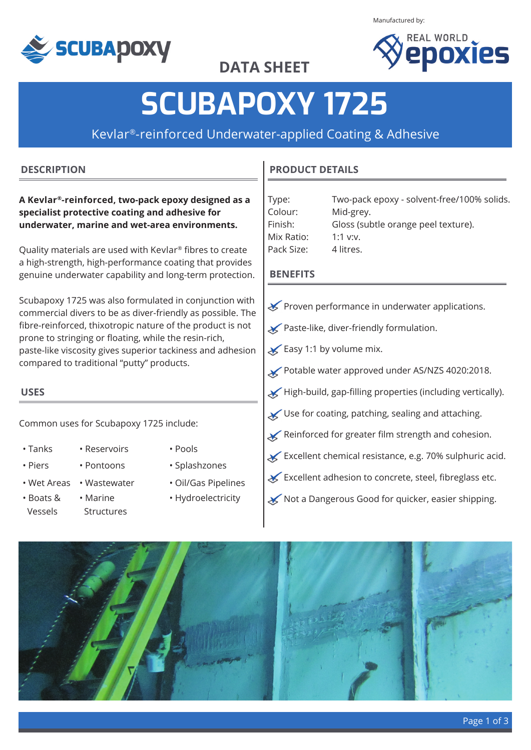DATA SHEET

Manufactured by: Real World Epoxies

# SCUBAPOXY 1725

Kevlar®-reinforced Underwater-applied Coating & Adhesive

## DESCRIPTION

**A Kevlar®-reinforced, two-pack epoxy designed as a specialist protective coating and adhesive for underwater, marine and wet-area environments.**

Quality materials are used with Kevlar® fibres to create a high-strength, high-performance coating that provides genuine underwater capability and long-term protection.

Scubapoxy 1725 was also formulated in conjunction with commercial divers to be as diver-friendly as possible. The fibre-reinforced, thixotropic nature of the product is not prone to stringing or floating, while the resin-rich, paste-like viscosity gives superior tackiness and adhesion compared to traditional "putty" products.

## USES

Common uses for Scubapoxy 1725 include:

- Tanks
- Piers
- Wet Areas
- Boats & Vessels
- Reservoirs
- Pontoons
- Wastewater
- Marine Structures
- Pools
- Splashzones
- Oil/Gas Pipelines
- Hydroelectricity

## PRODUCT DETAILS

| | |
|---|---|
| Type: | Two-pack epoxy - solvent-free/100% solids. |
| Colour: | Mid-grey. |
| Finish: | Gloss (subtle orange peel texture). |
| Mix Ratio: | 1:1 v:v. |
| Pack Size: | 4 litres. |

## BENEFITS

- Proven performance in underwater applications.
- Paste-like, diver-friendly formulation.
- Easy 1:1 by volume mix.
- Potable water approved under AS/NZS 4020:2018.
- High-build, gap-filling properties (including vertically).
- Use for coating, patching, sealing and attaching.
- Reinforced for greater film strength and cohesion.
- Excellent chemical resistance, e.g. 70% sulphuric acid.
- Excellent adhesion to concrete, steel, fibreglass etc.
- Not a Dangerous Good for quicker, easier shipping.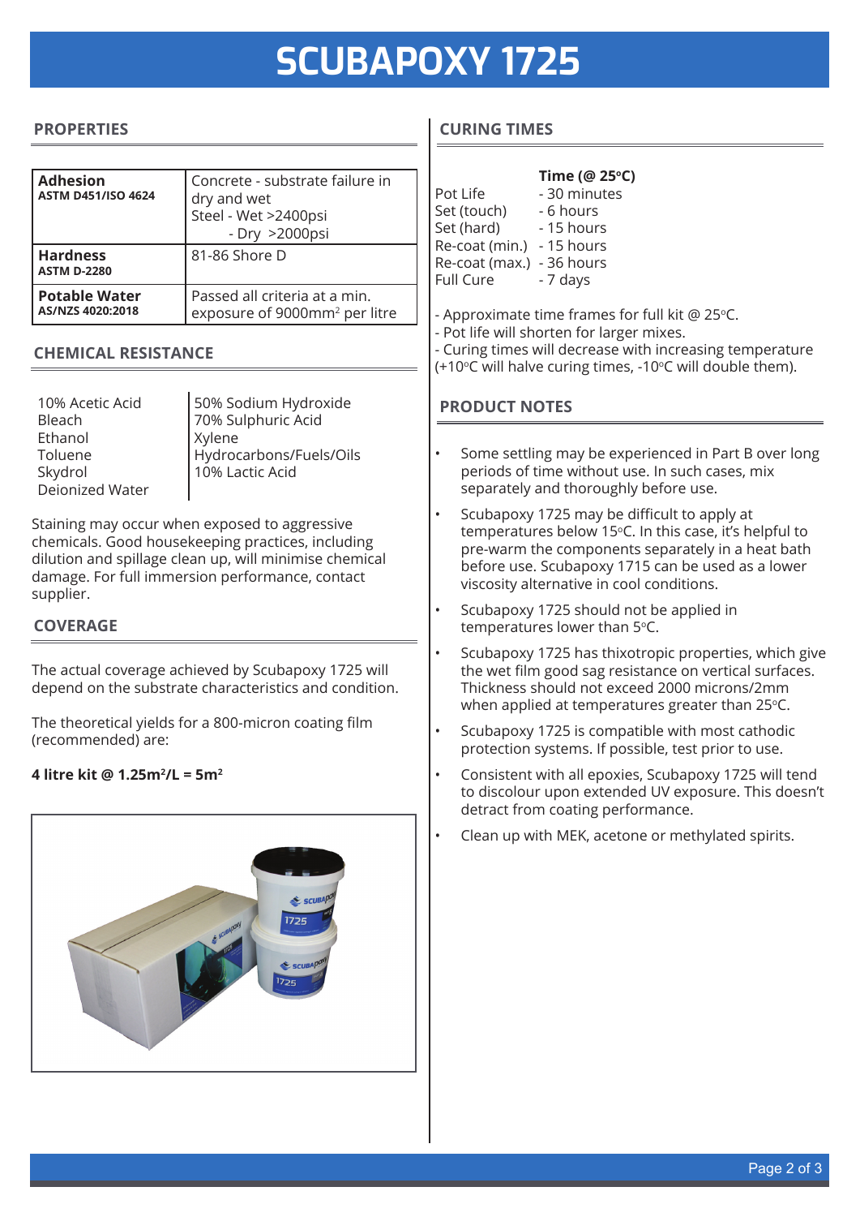# SCUBAPOXY 1725

## PROPERTIES

| Property | Value |
|---|---|
| **Adhesion** **ASTM D451/ISO 4624** | Concrete - substrate failure in dry and wet; Steel - Wet >2400psi; - Dry >2000psi |
| **Hardness** **ASTM D-2280** | 81-86 Shore D |
| **Potable Water** **AS/NZS 4020:2018** | Passed all criteria at a min. exposure of 9000mm² per litre |

## CHEMICAL RESISTANCE

| | |
|---|---|
| 10% Acetic Acid | 50% Sodium Hydroxide |
| Bleach | 70% Sulphuric Acid |
| Ethanol | Xylene |
| Toluene | Hydrocarbons/Fuels/Oils |
| Skydrol | 10% Lactic Acid |
| Deionized Water | |

Staining may occur when exposed to aggressive chemicals. Good housekeeping practices, including dilution and spillage clean up, will minimise chemical damage. For full immersion performance, contact supplier.

## COVERAGE

The actual coverage achieved by Scubapoxy 1725 will depend on the substrate characteristics and condition.

The theoretical yields for a 800-micron coating film (recommended) are:

**4 litre kit @ 1.25m²/L = 5m²**

## CURING TIMES

| | Time (@ 25°C) |
|---|---|
| Pot Life | - 30 minutes |
| Set (touch) | - 6 hours |
| Set (hard) | - 15 hours |
| Re-coat (min.) | - 15 hours |
| Re-coat (max.) | - 36 hours |
| Full Cure | - 7 days |

- Approximate time frames for full kit @ 25°C.
- Pot life will shorten for larger mixes.
- Curing times will decrease with increasing temperature (+10°C will halve curing times, -10°C will double them).

## PRODUCT NOTES

- Some settling may be experienced in Part B over long periods of time without use. In such cases, mix separately and thoroughly before use.
- Scubapoxy 1725 may be difficult to apply at temperatures below 15°C. In this case, it's helpful to pre-warm the components separately in a heat bath before use. Scubapoxy 1715 can be used as a lower viscosity alternative in cool conditions.
- Scubapoxy 1725 should not be applied in temperatures lower than 5°C.
- Scubapoxy 1725 has thixotropic properties, which give the wet film good sag resistance on vertical surfaces. Thickness should not exceed 2000 microns/2mm when applied at temperatures greater than 25°C.
- Scubapoxy 1725 is compatible with most cathodic protection systems. If possible, test prior to use.
- Consistent with all epoxies, Scubapoxy 1725 will tend to discolour upon extended UV exposure. This doesn't detract from coating performance.
- Clean up with MEK, acetone or methylated spirits.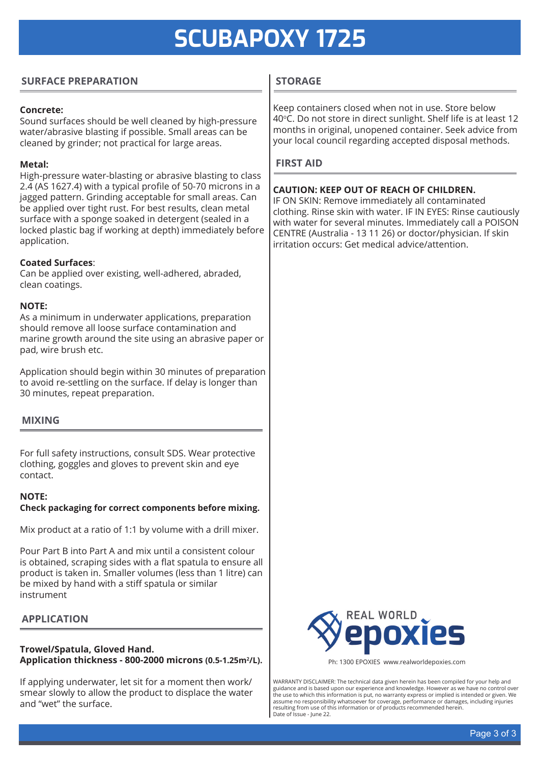# SCUBAPOXY 1725

## SURFACE PREPARATION

**Concrete:**
Sound surfaces should be well cleaned by high-pressure water/abrasive blasting if possible. Small areas can be cleaned by grinder; not practical for large areas.

**Metal:**
High-pressure water-blasting or abrasive blasting to class 2.4 (AS 1627.4) with a typical profile of 50-70 microns in a jagged pattern. Grinding acceptable for small areas. Can be applied over tight rust. For best results, clean metal surface with a sponge soaked in detergent (sealed in a locked plastic bag if working at depth) immediately before application.

**Coated Surfaces**:
Can be applied over existing, well-adhered, abraded, clean coatings.

**NOTE:**
As a minimum in underwater applications, preparation should remove all loose surface contamination and marine growth around the site using an abrasive paper or pad, wire brush etc.

Application should begin within 30 minutes of preparation to avoid re-settling on the surface. If delay is longer than 30 minutes, repeat preparation.

## MIXING

For full safety instructions, consult SDS. Wear protective clothing, goggles and gloves to prevent skin and eye contact.

**NOTE:**
**Check packaging for correct components before mixing.**

Mix product at a ratio of 1:1 by volume with a drill mixer.

Pour Part B into Part A and mix until a consistent colour is obtained, scraping sides with a flat spatula to ensure all product is taken in. Smaller volumes (less than 1 litre) can be mixed by hand with a stiff spatula or similar instrument

## APPLICATION

**Trowel/Spatula, Gloved Hand.**
**Application thickness - 800-2000 microns (0.5-1.25m²/L).**

If applying underwater, let sit for a moment then work/smear slowly to allow the product to displace the water and "wet" the surface.

## STORAGE

Keep containers closed when not in use. Store below 40°C. Do not store in direct sunlight. Shelf life is at least 12 months in original, unopened container. Seek advice from your local council regarding accepted disposal methods.

## FIRST AID

**CAUTION: KEEP OUT OF REACH OF CHILDREN.**
IF ON SKIN: Remove immediately all contaminated clothing. Rinse skin with water. IF IN EYES: Rinse cautiously with water for several minutes. Immediately call a POISON CENTRE (Australia - 13 11 26) or doctor/physician. If skin irritation occurs: Get medical advice/attention.

REAL WORLD epoxies

Ph: 1300 EPOXIES www.realworldepoxies.com

WARRANTY DISCLAIMER: The technical data given herein has been compiled for your help and guidance and is based upon our experience and knowledge. However as we have no control over the use to which this information is put, no warranty express or implied is intended or given. We assume no responsibility whatsoever for coverage, performance or damages, including injuries resulting from use of this information or of products recommended herein.
Date of Issue - June 22.